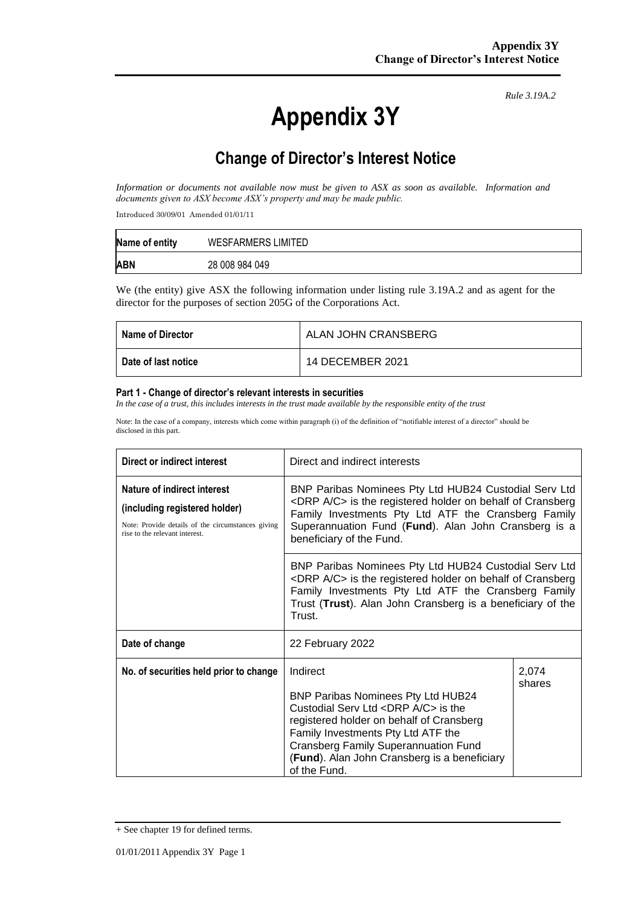*Rule 3.19A.2*

# Appendix 3Y

## Change of Director's Interest Notice

*Information or documents not available now must be given to ASX as soon as available. Information and documents given to ASX become ASX's property and may be made public.*

Introduced 30/09/01 Amended 01/01/11

| Name of entity | WESFARMERS LIMITED |
|---|---|
| ABN | 28 008 984 049 |

We (the entity) give ASX the following information under listing rule 3.19A.2 and as agent for the director for the purposes of section 205G of the Corporations Act.

| Name of Director | ALAN JOHN CRANSBERG |
|---|---|
| Date of last notice | 14 DECEMBER 2021 |

#### Part 1 - Change of director's relevant interests in securities

*In the case of a trust, this includes interests in the trust made available by the responsible entity of the trust*

Note: In the case of a company, interests which come within paragraph (i) of the definition of "notifiable interest of a director" should be disclosed in this part.

| Direct or indirect interest | Direct and indirect interests | |
|---|---|---|
| **Nature of indirect interest (including registered holder)**<br>Note: Provide details of the circumstances giving rise to the relevant interest. | BNP Paribas Nominees Pty Ltd HUB24 Custodial Serv Ltd <DRP A/C> is the registered holder on behalf of Cransberg Family Investments Pty Ltd ATF the Cransberg Family Superannuation Fund (**Fund**). Alan John Cransberg is a beneficiary of the Fund.<br><br>BNP Paribas Nominees Pty Ltd HUB24 Custodial Serv Ltd <DRP A/C> is the registered holder on behalf of Cransberg Family Investments Pty Ltd ATF the Cransberg Family Trust (**Trust**). Alan John Cransberg is a beneficiary of the Trust. | |
| **Date of change** | 22 February 2022 | |
| **No. of securities held prior to change** | Indirect<br><br>BNP Paribas Nominees Pty Ltd HUB24 Custodial Serv Ltd <DRP A/C> is the registered holder on behalf of Cransberg Family Investments Pty Ltd ATF the Cransberg Family Superannuation Fund (**Fund**). Alan John Cransberg is a beneficiary of the Fund. | 2,074 shares |

+ See chapter 19 for defined terms.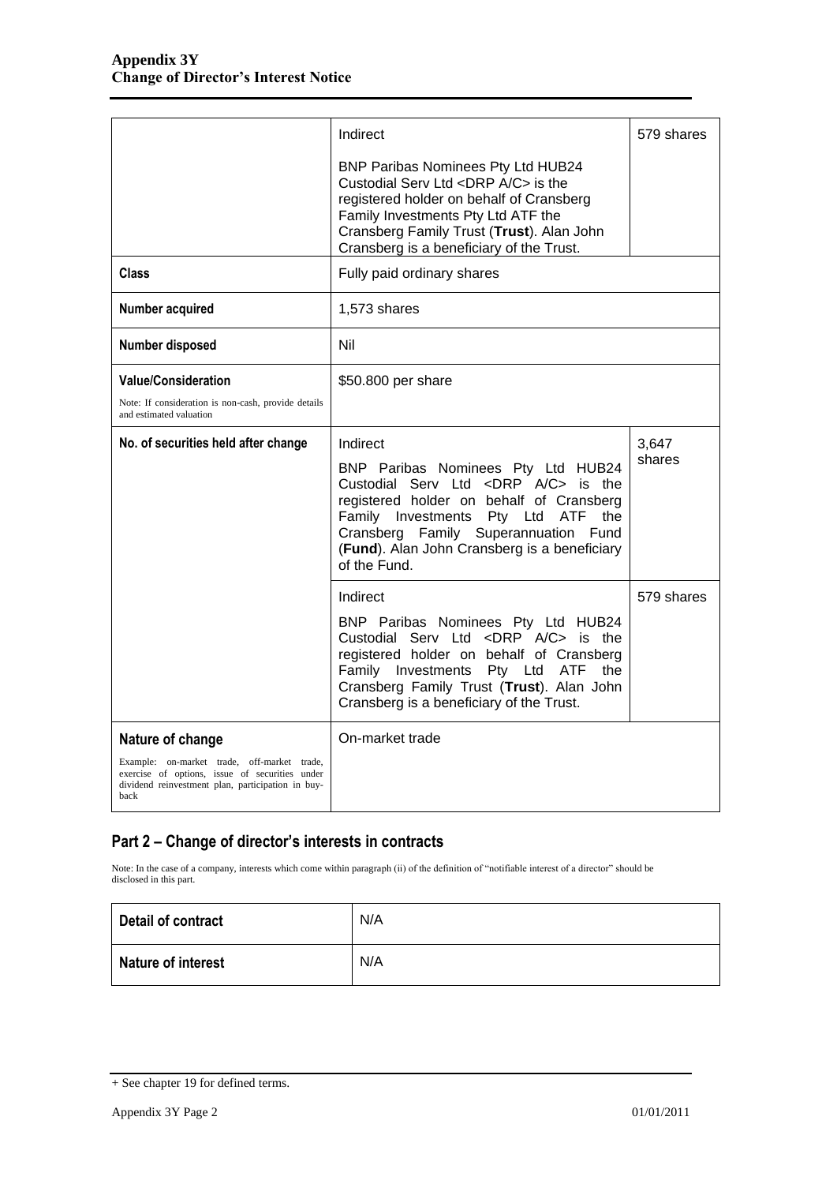| | | |
|---|---|---|
| | Indirect<br><br>BNP Paribas Nominees Pty Ltd HUB24 Custodial Serv Ltd <DRP A/C> is the registered holder on behalf of Cransberg Family Investments Pty Ltd ATF the Cransberg Family Trust (**Trust**). Alan John Cransberg is a beneficiary of the Trust. | 579 shares |
| **Class** | Fully paid ordinary shares | |
| **Number acquired** | 1,573 shares | |
| **Number disposed** | Nil | |
| **Value/Consideration**<br><br>Note: If consideration is non-cash, provide details and estimated valuation | \$50.800 per share | |
| **No. of securities held after change** | Indirect<br><br>BNP Paribas Nominees Pty Ltd HUB24 Custodial Serv Ltd <DRP A/C> is the registered holder on behalf of Cransberg Family Investments Pty Ltd ATF the Cransberg Family Superannuation Fund (**Fund**). Alan John Cransberg is a beneficiary of the Fund. | 3,647 shares |
| | Indirect<br><br>BNP Paribas Nominees Pty Ltd HUB24 Custodial Serv Ltd <DRP A/C> is the registered holder on behalf of Cransberg Family Investments Pty Ltd ATF the Cransberg Family Trust (**Trust**). Alan John Cransberg is a beneficiary of the Trust. | 579 shares |
| **Nature of change**<br><br>Example: on-market trade, off-market trade, exercise of options, issue of securities under dividend reinvestment plan, participation in buy-back | On-market trade | |

## Part 2 – Change of director's interests in contracts

Note: In the case of a company, interests which come within paragraph (ii) of the definition of "notifiable interest of a director" should be disclosed in this part.

| | |
|---|---|
| **Detail of contract** | N/A |
| **Nature of interest** | N/A |

+ See chapter 19 for defined terms.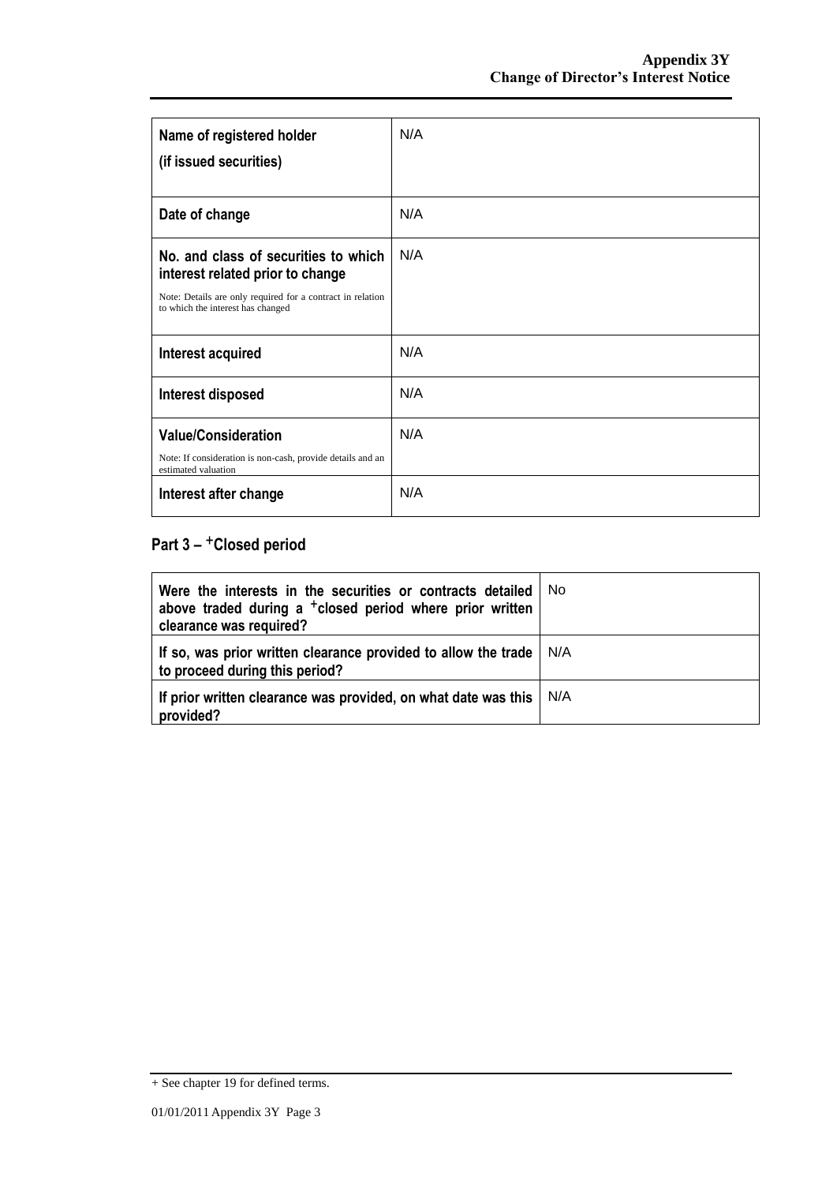| | |
|---|---|
| **Name of registered holder (if issued securities)** | N/A |
| **Date of change** | N/A |
| **No. and class of securities to which interest related prior to change**<br>Note: Details are only required for a contract in relation to which the interest has changed | N/A |
| **Interest acquired** | N/A |
| **Interest disposed** | N/A |
| **Value/Consideration**<br>Note: If consideration is non-cash, provide details and an estimated valuation | N/A |
| **Interest after change** | N/A |

## Part 3 – +Closed period

| | |
|---|---|
| **Were the interests in the securities or contracts detailed above traded during a +closed period where prior written clearance was required?** | No |
| **If so, was prior written clearance provided to allow the trade to proceed during this period?** | N/A |
| **If prior written clearance was provided, on what date was this provided?** | N/A |

+ See chapter 19 for defined terms.